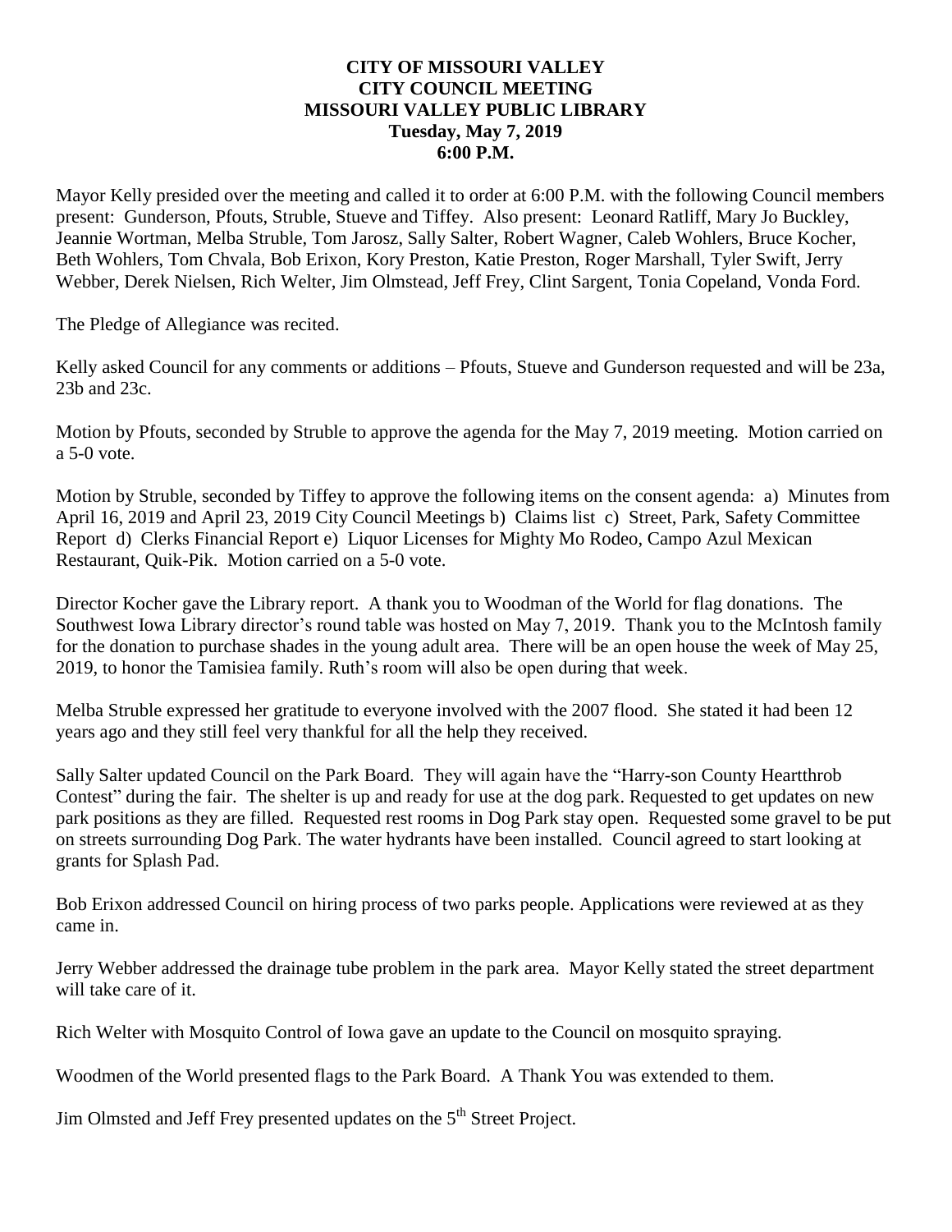**CITY OF MISSOURI VALLEY**
**CITY COUNCIL MEETING**
**MISSOURI VALLEY PUBLIC LIBRARY**
**Tuesday, May 7, 2019**
**6:00 P.M.**

Mayor Kelly presided over the meeting and called it to order at 6:00 P.M. with the following Council members present: Gunderson, Pfouts, Struble, Stueve and Tiffey. Also present: Leonard Ratliff, Mary Jo Buckley, Jeannie Wortman, Melba Struble, Tom Jarosz, Sally Salter, Robert Wagner, Caleb Wohlers, Bruce Kocher, Beth Wohlers, Tom Chvala, Bob Erixon, Kory Preston, Katie Preston, Roger Marshall, Tyler Swift, Jerry Webber, Derek Nielsen, Rich Welter, Jim Olmstead, Jeff Frey, Clint Sargent, Tonia Copeland, Vonda Ford.

The Pledge of Allegiance was recited.

Kelly asked Council for any comments or additions – Pfouts, Stueve and Gunderson requested and will be 23a, 23b and 23c.

Motion by Pfouts, seconded by Struble to approve the agenda for the May 7, 2019 meeting. Motion carried on a 5-0 vote.

Motion by Struble, seconded by Tiffey to approve the following items on the consent agenda: a) Minutes from April 16, 2019 and April 23, 2019 City Council Meetings b) Claims list c) Street, Park, Safety Committee Report d) Clerks Financial Report e) Liquor Licenses for Mighty Mo Rodeo, Campo Azul Mexican Restaurant, Quik-Pik. Motion carried on a 5-0 vote.

Director Kocher gave the Library report. A thank you to Woodman of the World for flag donations. The Southwest Iowa Library director's round table was hosted on May 7, 2019. Thank you to the McIntosh family for the donation to purchase shades in the young adult area. There will be an open house the week of May 25, 2019, to honor the Tamisiea family. Ruth's room will also be open during that week.

Melba Struble expressed her gratitude to everyone involved with the 2007 flood. She stated it had been 12 years ago and they still feel very thankful for all the help they received.

Sally Salter updated Council on the Park Board. They will again have the "Harry-son County Heartthrob Contest" during the fair. The shelter is up and ready for use at the dog park. Requested to get updates on new park positions as they are filled. Requested rest rooms in Dog Park stay open. Requested some gravel to be put on streets surrounding Dog Park. The water hydrants have been installed. Council agreed to start looking at grants for Splash Pad.

Bob Erixon addressed Council on hiring process of two parks people. Applications were reviewed at as they came in.

Jerry Webber addressed the drainage tube problem in the park area. Mayor Kelly stated the street department will take care of it.

Rich Welter with Mosquito Control of Iowa gave an update to the Council on mosquito spraying.

Woodmen of the World presented flags to the Park Board. A Thank You was extended to them.

Jim Olmsted and Jeff Frey presented updates on the 5th Street Project.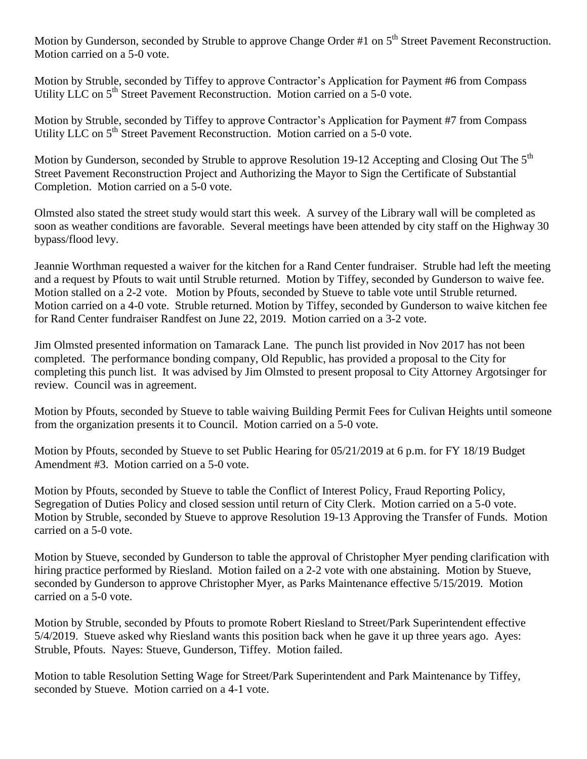Motion by Gunderson, seconded by Struble to approve Change Order #1 on 5th Street Pavement Reconstruction. Motion carried on a 5-0 vote.

Motion by Struble, seconded by Tiffey to approve Contractor's Application for Payment #6 from Compass Utility LLC on 5th Street Pavement Reconstruction. Motion carried on a 5-0 vote.

Motion by Struble, seconded by Tiffey to approve Contractor's Application for Payment #7 from Compass Utility LLC on 5th Street Pavement Reconstruction. Motion carried on a 5-0 vote.

Motion by Gunderson, seconded by Struble to approve Resolution 19-12 Accepting and Closing Out The 5th Street Pavement Reconstruction Project and Authorizing the Mayor to Sign the Certificate of Substantial Completion. Motion carried on a 5-0 vote.

Olmsted also stated the street study would start this week. A survey of the Library wall will be completed as soon as weather conditions are favorable. Several meetings have been attended by city staff on the Highway 30 bypass/flood levy.

Jeannie Worthman requested a waiver for the kitchen for a Rand Center fundraiser. Struble had left the meeting and a request by Pfouts to wait until Struble returned. Motion by Tiffey, seconded by Gunderson to waive fee. Motion stalled on a 2-2 vote. Motion by Pfouts, seconded by Stueve to table vote until Struble returned. Motion carried on a 4-0 vote. Struble returned. Motion by Tiffey, seconded by Gunderson to waive kitchen fee for Rand Center fundraiser Randfest on June 22, 2019. Motion carried on a 3-2 vote.

Jim Olmsted presented information on Tamarack Lane. The punch list provided in Nov 2017 has not been completed. The performance bonding company, Old Republic, has provided a proposal to the City for completing this punch list. It was advised by Jim Olmsted to present proposal to City Attorney Argotsinger for review. Council was in agreement.

Motion by Pfouts, seconded by Stueve to table waiving Building Permit Fees for Culivan Heights until someone from the organization presents it to Council. Motion carried on a 5-0 vote.

Motion by Pfouts, seconded by Stueve to set Public Hearing for 05/21/2019 at 6 p.m. for FY 18/19 Budget Amendment #3. Motion carried on a 5-0 vote.

Motion by Pfouts, seconded by Stueve to table the Conflict of Interest Policy, Fraud Reporting Policy, Segregation of Duties Policy and closed session until return of City Clerk. Motion carried on a 5-0 vote. Motion by Struble, seconded by Stueve to approve Resolution 19-13 Approving the Transfer of Funds. Motion carried on a 5-0 vote.

Motion by Stueve, seconded by Gunderson to table the approval of Christopher Myer pending clarification with hiring practice performed by Riesland. Motion failed on a 2-2 vote with one abstaining. Motion by Stueve, seconded by Gunderson to approve Christopher Myer, as Parks Maintenance effective 5/15/2019. Motion carried on a 5-0 vote.

Motion by Struble, seconded by Pfouts to promote Robert Riesland to Street/Park Superintendent effective 5/4/2019. Stueve asked why Riesland wants this position back when he gave it up three years ago. Ayes: Struble, Pfouts. Nayes: Stueve, Gunderson, Tiffey. Motion failed.

Motion to table Resolution Setting Wage for Street/Park Superintendent and Park Maintenance by Tiffey, seconded by Stueve. Motion carried on a 4-1 vote.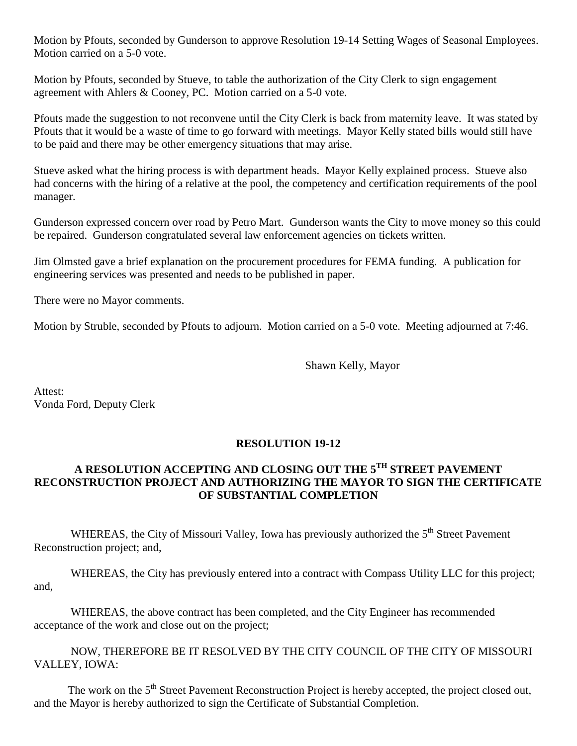Motion by Pfouts, seconded by Gunderson to approve Resolution 19-14 Setting Wages of Seasonal Employees. Motion carried on a 5-0 vote.

Motion by Pfouts, seconded by Stueve, to table the authorization of the City Clerk to sign engagement agreement with Ahlers & Cooney, PC. Motion carried on a 5-0 vote.

Pfouts made the suggestion to not reconvene until the City Clerk is back from maternity leave. It was stated by Pfouts that it would be a waste of time to go forward with meetings. Mayor Kelly stated bills would still have to be paid and there may be other emergency situations that may arise.

Stueve asked what the hiring process is with department heads. Mayor Kelly explained process. Stueve also had concerns with the hiring of a relative at the pool, the competency and certification requirements of the pool manager.

Gunderson expressed concern over road by Petro Mart. Gunderson wants the City to move money so this could be repaired. Gunderson congratulated several law enforcement agencies on tickets written.

Jim Olmsted gave a brief explanation on the procurement procedures for FEMA funding. A publication for engineering services was presented and needs to be published in paper.

There were no Mayor comments.

Motion by Struble, seconded by Pfouts to adjourn. Motion carried on a 5-0 vote. Meeting adjourned at 7:46.

Shawn Kelly, Mayor

Attest:
Vonda Ford, Deputy Clerk

**RESOLUTION 19-12**

**A RESOLUTION ACCEPTING AND CLOSING OUT THE 5TH STREET PAVEMENT RECONSTRUCTION PROJECT AND AUTHORIZING THE MAYOR TO SIGN THE CERTIFICATE OF SUBSTANTIAL COMPLETION**

WHEREAS, the City of Missouri Valley, Iowa has previously authorized the 5th Street Pavement Reconstruction project; and,

WHEREAS, the City has previously entered into a contract with Compass Utility LLC for this project; and,

WHEREAS, the above contract has been completed, and the City Engineer has recommended acceptance of the work and close out on the project;

NOW, THEREFORE BE IT RESOLVED BY THE CITY COUNCIL OF THE CITY OF MISSOURI VALLEY, IOWA:

The work on the 5th Street Pavement Reconstruction Project is hereby accepted, the project closed out, and the Mayor is hereby authorized to sign the Certificate of Substantial Completion.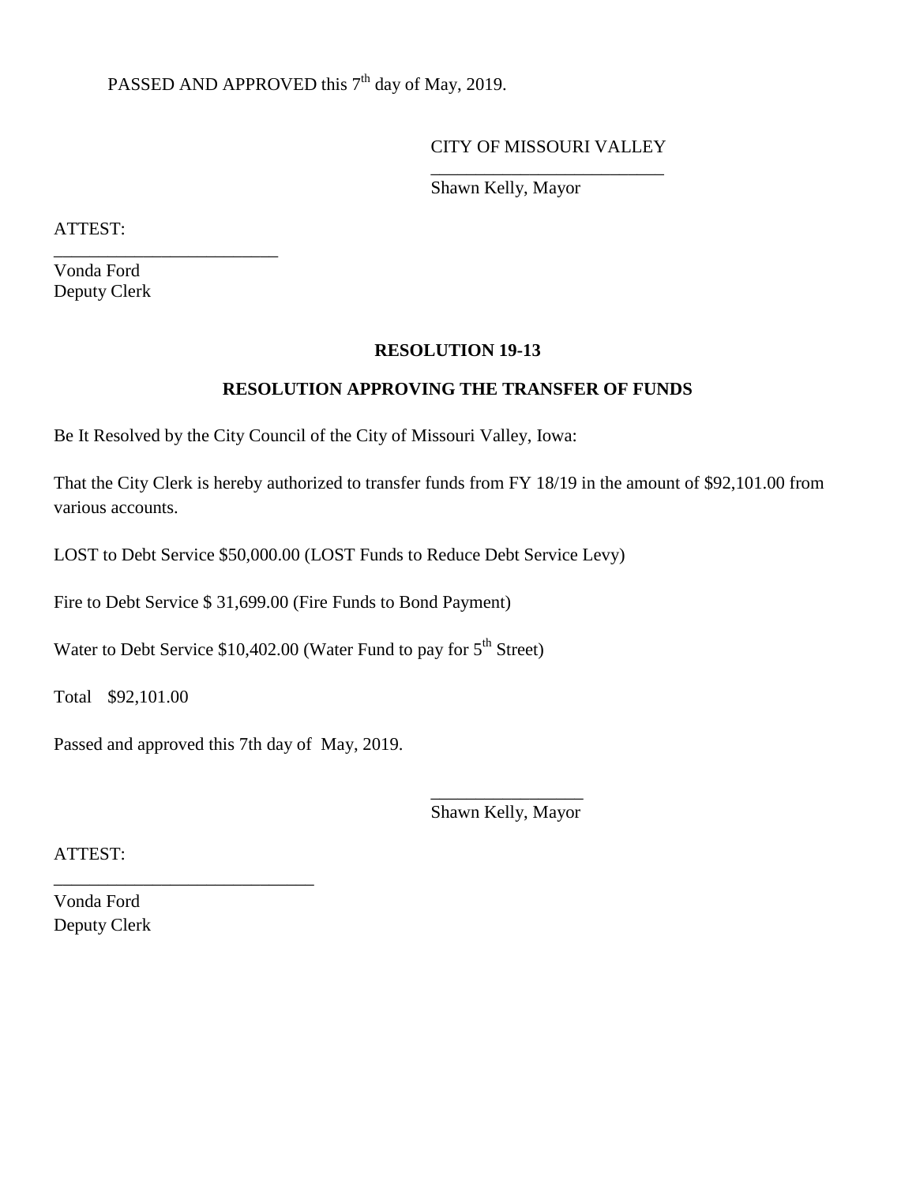PASSED AND APPROVED this 7th day of May, 2019.

CITY OF MISSOURI VALLEY

\_\_\_\_\_\_\_\_\_\_\_\_\_\_\_\_\_\_\_\_\_\_\_\_\_\_

Shawn Kelly, Mayor

ATTEST:

\_\_\_\_\_\_\_\_\_\_\_\_\_\_\_\_\_\_\_\_\_\_\_\_\_\_

Vonda Ford
Deputy Clerk

**RESOLUTION 19-13**

**RESOLUTION APPROVING THE TRANSFER OF FUNDS**

Be It Resolved by the City Council of the City of Missouri Valley, Iowa:

That the City Clerk is hereby authorized to transfer funds from FY 18/19 in the amount of $92,101.00 from various accounts.

LOST to Debt Service $50,000.00 (LOST Funds to Reduce Debt Service Levy)

Fire to Debt Service $ 31,699.00 (Fire Funds to Bond Payment)

Water to Debt Service $10,402.00 (Water Fund to pay for 5th Street)

Total $92,101.00

Passed and approved this 7th day of May, 2019.

\_\_\_\_\_\_\_\_\_\_\_\_\_\_\_\_\_

Shawn Kelly, Mayor

ATTEST:

\_\_\_\_\_\_\_\_\_\_\_\_\_\_\_\_\_\_\_\_\_\_\_\_\_\_\_\_\_\_

Vonda Ford
Deputy Clerk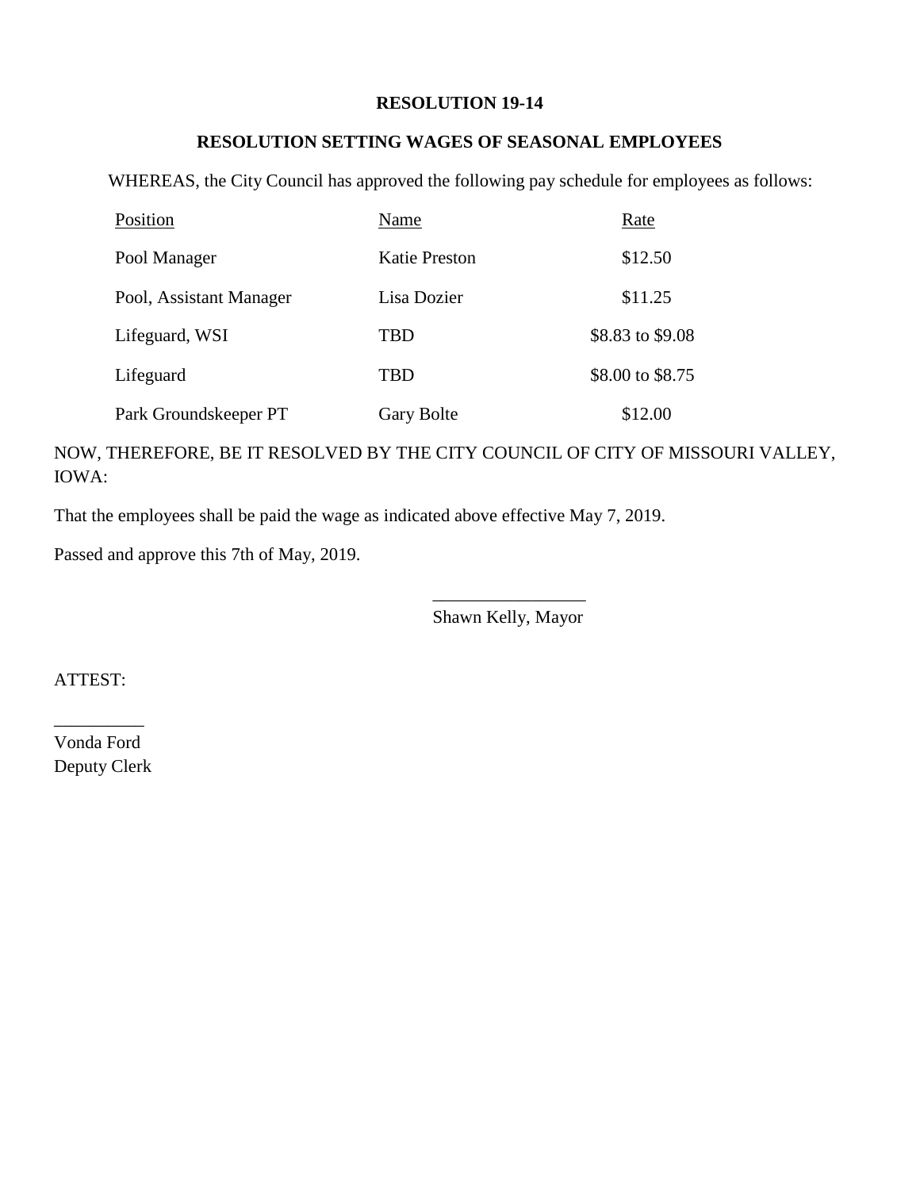**RESOLUTION 19-14**

**RESOLUTION SETTING WAGES OF SEASONAL EMPLOYEES**

WHEREAS, the City Council has approved the following pay schedule for employees as follows:

| Position | Name | Rate |
|---|---|---|
| Pool Manager | Katie Preston | $12.50 |
| Pool, Assistant Manager | Lisa Dozier | $11.25 |
| Lifeguard, WSI | TBD | $8.83 to $9.08 |
| Lifeguard | TBD | $8.00 to $8.75 |
| Park Groundskeeper PT | Gary Bolte | $12.00 |

NOW, THEREFORE, BE IT RESOLVED BY THE CITY COUNCIL OF CITY OF MISSOURI VALLEY, IOWA:

That the employees shall be paid the wage as indicated above effective May 7, 2019.

Passed and approve this 7th of May, 2019.

________________
Shawn Kelly, Mayor

ATTEST:

__________
Vonda Ford
Deputy Clerk